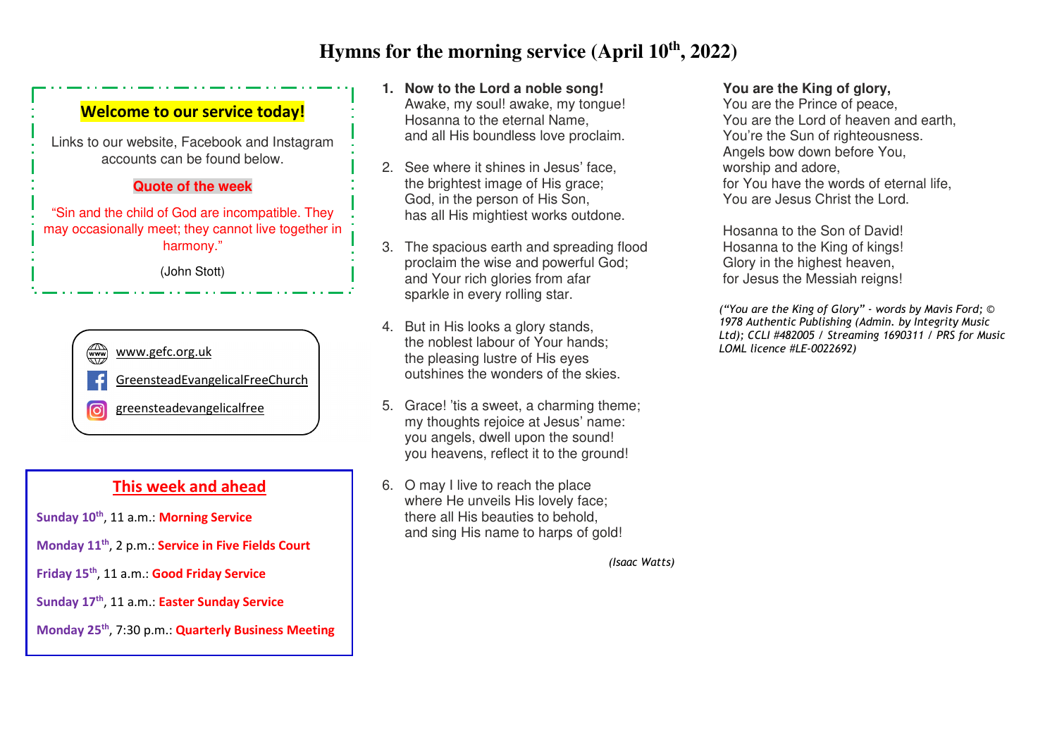# Hymns for the morning service (April 10th, 2022)

## Welcome to our service today!

Links to our website, Facebook and Instagram accounts can be found below.

**Quote of the week**

"Sin and the child of God are incompatible. They may occasionally meet; they cannot live together in harmony."

(John Stott)

www.gefc.org.uk

GreensteadEvangelicalFreeChurch

greensteadevangelicalfree

## This week and ahead

**Sunday 10th**, 11 a.m.: **Morning Service**

**Monday 11th**, 2 p.m.: **Service in Five Fields Court**

**Friday 15th**, 11 a.m.: **Good Friday Service**

**Sunday 17th**, 11 a.m.: **Easter Sunday Service**

**Monday 25th**, 7:30 p.m.: **Quarterly Business Meeting**

---

1. **Now to the Lord a noble song!**
   Awake, my soul! awake, my tongue!
   Hosanna to the eternal Name,
   and all His boundless love proclaim.

2. See where it shines in Jesus' face,
   the brightest image of His grace;
   God, in the person of His Son,
   has all His mightiest works outdone.

3. The spacious earth and spreading flood
   proclaim the wise and powerful God;
   and Your rich glories from afar
   sparkle in every rolling star.

4. But in His looks a glory stands,
   the noblest labour of Your hands;
   the pleasing lustre of His eyes
   outshines the wonders of the skies.

5. Grace! 'tis a sweet, a charming theme;
   my thoughts rejoice at Jesus' name:
   you angels, dwell upon the sound!
   you heavens, reflect it to the ground!

6. O may I live to reach the place
   where He unveils His lovely face;
   there all His beauties to behold,
   and sing His name to harps of gold!

*(Isaac Watts)*

---

**You are the King of glory,**
You are the Prince of peace,
You are the Lord of heaven and earth,
You're the Sun of righteousness.
Angels bow down before You,
worship and adore,
for You have the words of eternal life,
You are Jesus Christ the Lord.

Hosanna to the Son of David!
Hosanna to the King of kings!
Glory in the highest heaven,
for Jesus the Messiah reigns!

*("You are the King of Glory" - words by Mavis Ford; © 1978 Authentic Publishing (Admin. by Integrity Music Ltd); CCLI #482005 / Streaming 1690311 / PRS for Music LOML licence #LE-0022692)*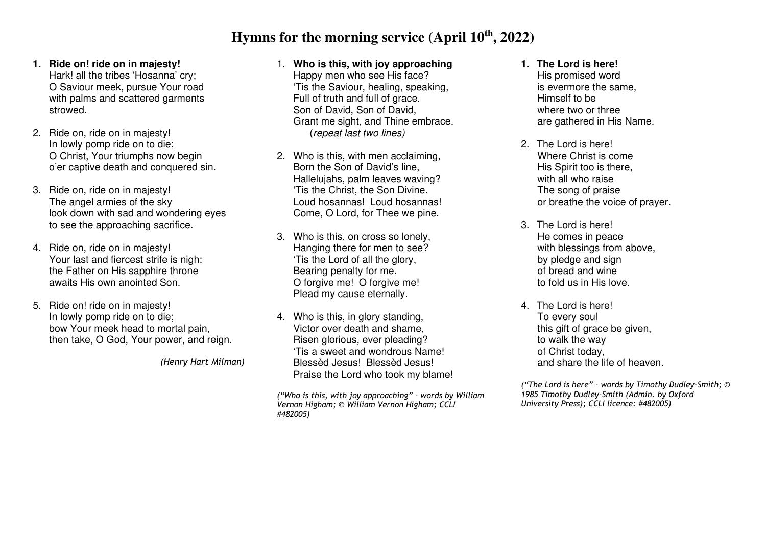# Hymns for the morning service (April 10th, 2022)

1. **Ride on! ride on in majesty!**
   Hark! all the tribes 'Hosanna' cry;
   O Saviour meek, pursue Your road
   with palms and scattered garments strowed.

2. Ride on, ride on in majesty!
   In lowly pomp ride on to die;
   O Christ, Your triumphs now begin
   o'er captive death and conquered sin.

3. Ride on, ride on in majesty!
   The angel armies of the sky
   look down with sad and wondering eyes
   to see the approaching sacrifice.

4. Ride on, ride on in majesty!
   Your last and fiercest strife is nigh:
   the Father on His sapphire throne
   awaits His own anointed Son.

5. Ride on! ride on in majesty!
   In lowly pomp ride on to die;
   bow Your meek head to mortal pain,
   then take, O God, Your power, and reign.

*(Henry Hart Milman)*

1. **Who is this, with joy approaching**
   Happy men who see His face?
   'Tis the Saviour, healing, speaking,
   Full of truth and full of grace.
   Son of David, Son of David,
   Grant me sight, and Thine embrace.
   (*repeat last two lines*)

2. Who is this, with men acclaiming,
   Born the Son of David's line,
   Hallelujahs, palm leaves waving?
   'Tis the Christ, the Son Divine.
   Loud hosannas! Loud hosannas!
   Come, O Lord, for Thee we pine.

3. Who is this, on cross so lonely,
   Hanging there for men to see?
   'Tis the Lord of all the glory,
   Bearing penalty for me.
   O forgive me! O forgive me!
   Plead my cause eternally.

4. Who is this, in glory standing,
   Victor over death and shame,
   Risen glorious, ever pleading?
   'Tis a sweet and wondrous Name!
   Blessèd Jesus! Blessèd Jesus!
   Praise the Lord who took my blame!

*("Who is this, with joy approaching" - words by William Vernon Higham; © William Vernon Higham; CCLI #482005)*

1. **The Lord is here!**
   His promised word
   is evermore the same,
   Himself to be
   where two or three
   are gathered in His Name.

2. The Lord is here!
   Where Christ is come
   His Spirit too is there,
   with all who raise
   The song of praise
   or breathe the voice of prayer.

3. The Lord is here!
   He comes in peace
   with blessings from above,
   by pledge and sign
   of bread and wine
   to fold us in His love.

4. The Lord is here!
   To every soul
   this gift of grace be given,
   to walk the way
   of Christ today,
   and share the life of heaven.

*("The Lord is here" - words by Timothy Dudley-Smith; © 1985 Timothy Dudley-Smith (Admin. by Oxford University Press); CCLI licence: #482005)*